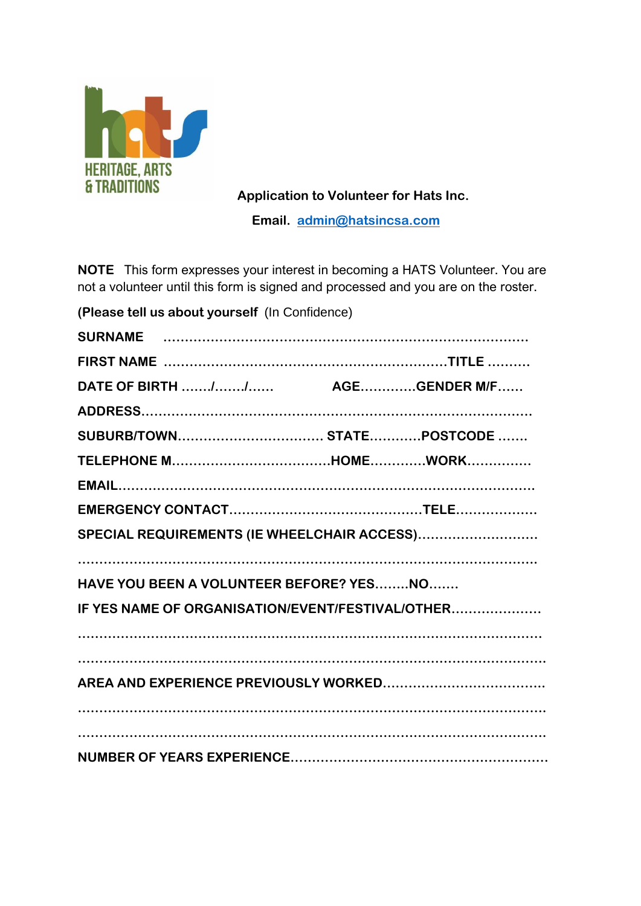HERITAGE, ARTS & TRADITIONS

**Application to Volunteer for Hats Inc.**

**Email.** admin@hatsincsa.com

**NOTE** This form expresses your interest in becoming a HATS Volunteer. You are not a volunteer until this form is signed and processed and you are on the roster.

**(Please tell us about yourself** (In Confidence)

**SURNAME** ……………………………………………………………………………

**FIRST NAME** ……………………………………………………………**TITLE** ……….

**DATE OF BIRTH** ……./……./…… **AGE**…………**GENDER M/F**……

**ADDRESS**………………………………………………………………………………

**SUBURB/TOWN**…………………………… **STATE**…………**POSTCODE** …….

**TELEPHONE M**……………………………**HOME**…………**WORK**……………

**EMAIL**…………………………………………………………………………………

**EMERGENCY CONTACT**……………………………………**TELE**………………

**SPECIAL REQUIREMENTS (IE WHEELCHAIR ACCESS)**………………………

…………………………………………………………………………………………

**HAVE YOU BEEN A VOLUNTEER BEFORE? YES**……..**NO**…….

**IF YES NAME OF ORGANISATION/EVENT/FESTIVAL/OTHER**…………………

…………………………………………………………………………………………

…………………………………………………………………………………………

**AREA AND EXPERIENCE PREVIOUSLY WORKED**…………………………………

…………………………………………………………………………………………

…………………………………………………………………………………………

**NUMBER OF YEARS EXPERIENCE**…………………………………………………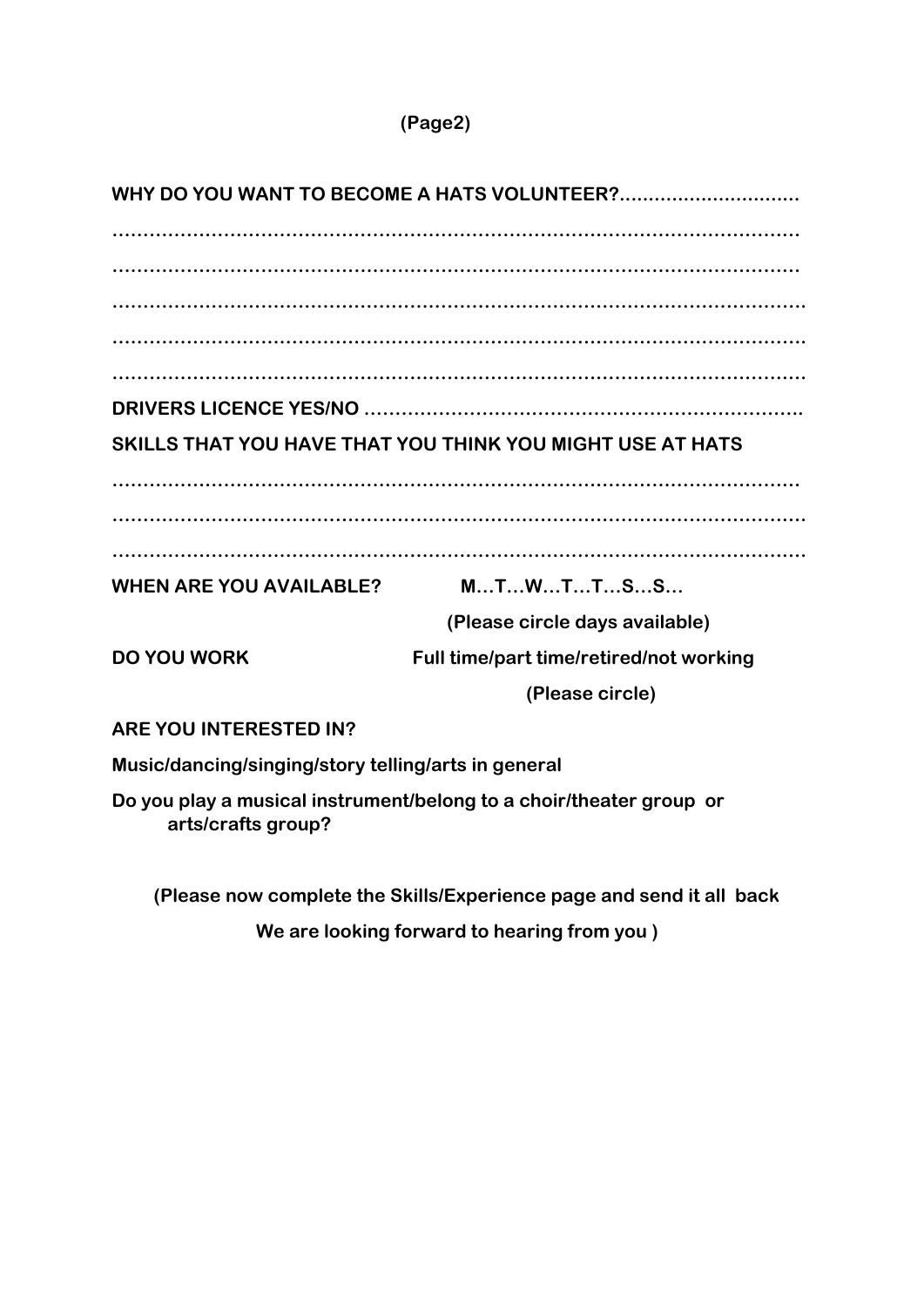**(Page2)**

**WHY DO YOU WANT TO BECOME A HATS VOLUNTEER?……………………….**

**……………………………………………………………………………………………**

**……………………………………………………………………………………………**

**……………………………………………………………………………………………**

**……………………………………………………………………………………………**

**……………………………………………………………………………………………**

**DRIVERS LICENCE YES/NO …………………………………………………………….**

**SKILLS THAT YOU HAVE THAT YOU THINK YOU MIGHT USE AT HATS**

**……………………………………………………………………………………………**

**……………………………………………………………………………………………**

**……………………………………………………………………………………………**

**WHEN ARE YOU AVAILABLE?** **M…T…W…T…T…S…S…**

**(Please circle days available)**

**DO YOU WORK** **Full time/part time/retired/not working**

**(Please circle)**

**ARE YOU INTERESTED IN?**

**Music/dancing/singing/story telling/arts in general**

**Do you play a musical instrument/belong to a choir/theater group or arts/crafts group?**

**(Please now complete the Skills/Experience page and send it all back**

**We are looking forward to hearing from you )**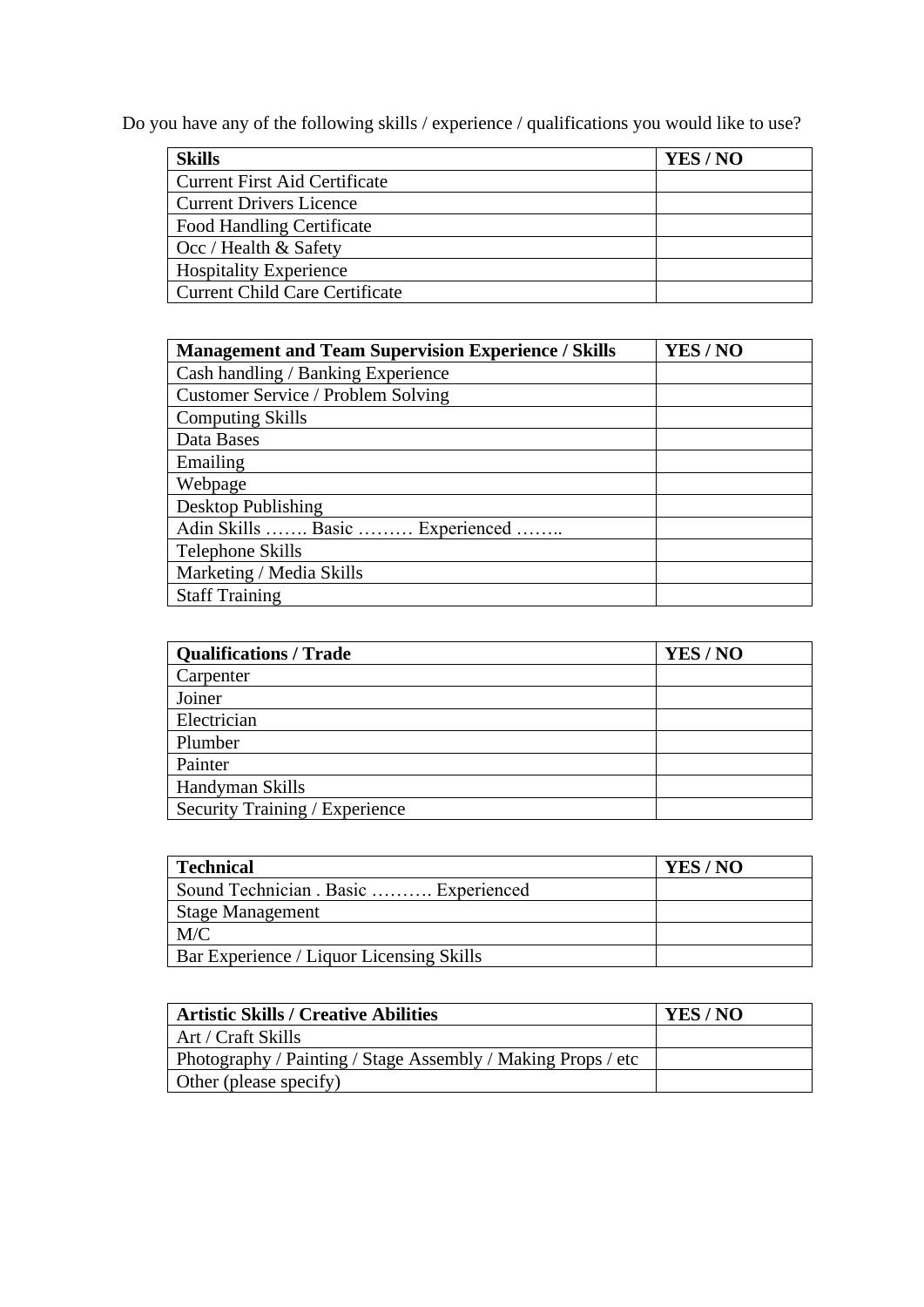Do you have any of the following skills / experience / qualifications you would like to use?

| **Skills** | **YES / NO** |
| --- | --- |
| Current First Aid Certificate | |
| Current Drivers Licence | |
| Food Handling Certificate | |
| Occ / Health & Safety | |
| Hospitality Experience | |
| Current Child Care Certificate | |

| **Management and Team Supervision Experience / Skills** | **YES / NO** |
| --- | --- |
| Cash handling / Banking Experience | |
| Customer Service / Problem Solving | |
| Computing Skills | |
| Data Bases | |
| Emailing | |
| Webpage | |
| Desktop Publishing | |
| Adin Skills ……. Basic ……… Experienced …….. | |
| Telephone Skills | |
| Marketing / Media Skills | |
| Staff Training | |

| **Qualifications / Trade** | **YES / NO** |
| --- | --- |
| Carpenter | |
| Joiner | |
| Electrician | |
| Plumber | |
| Painter | |
| Handyman Skills | |
| Security Training / Experience | |

| **Technical** | **YES / NO** |
| --- | --- |
| Sound Technician . Basic ………. Experienced | |
| Stage Management | |
| M/C | |
| Bar Experience / Liquor Licensing Skills | |

| **Artistic Skills / Creative Abilities** | **YES / NO** |
| --- | --- |
| Art / Craft Skills | |
| Photography / Painting / Stage Assembly / Making Props / etc | |
| Other (please specify) | |